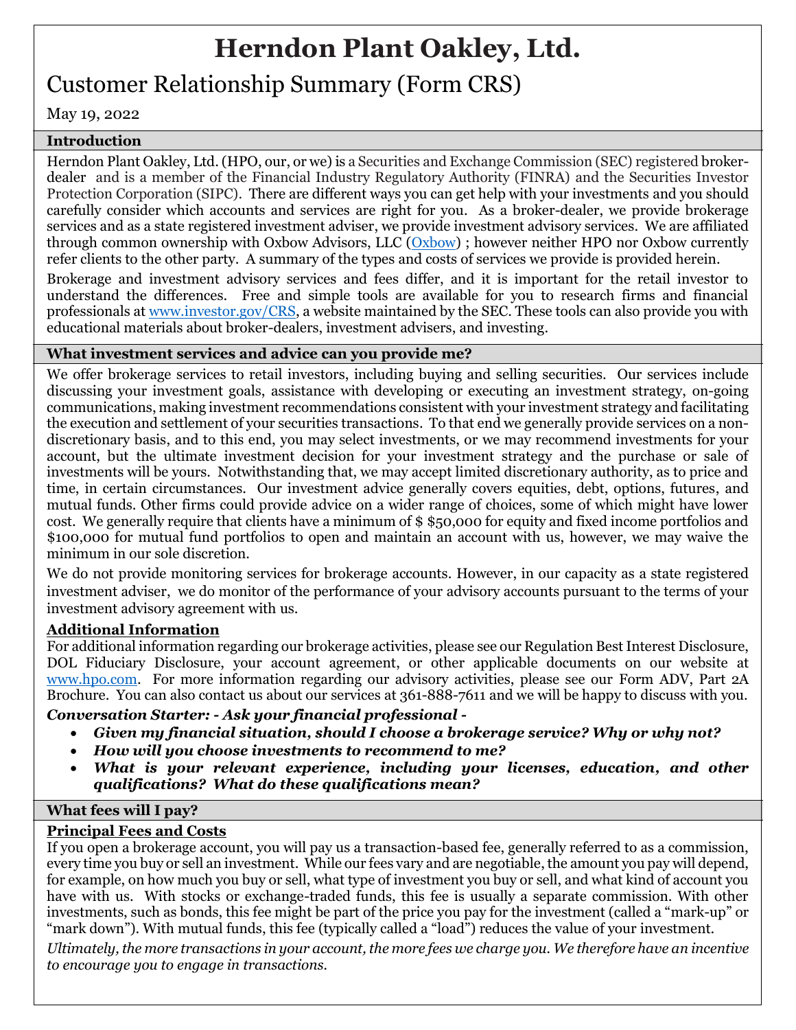# Herndon Plant Oakley, Ltd.

## Customer Relationship Summary (Form CRS)

May 19, 2022

### Introduction

Herndon Plant Oakley, Ltd. (HPO, our, or we) is a Securities and Exchange Commission (SEC) registered broker-dealer and is a member of the Financial Industry Regulatory Authority (FINRA) and the Securities Investor Protection Corporation (SIPC). There are different ways you can get help with your investments and you should carefully consider which accounts and services are right for you. As a broker-dealer, we provide brokerage services and as a state registered investment adviser, we provide investment advisory services. We are affiliated through common ownership with Oxbow Advisors, LLC (Oxbow) ; however neither HPO nor Oxbow currently refer clients to the other party. A summary of the types and costs of services we provide is provided herein.

Brokerage and investment advisory services and fees differ, and it is important for the retail investor to understand the differences. Free and simple tools are available for you to research firms and financial professionals at www.investor.gov/CRS, a website maintained by the SEC. These tools can also provide you with educational materials about broker-dealers, investment advisers, and investing.

### What investment services and advice can you provide me?

We offer brokerage services to retail investors, including buying and selling securities. Our services include discussing your investment goals, assistance with developing or executing an investment strategy, on-going communications, making investment recommendations consistent with your investment strategy and facilitating the execution and settlement of your securities transactions. To that end we generally provide services on a non-discretionary basis, and to this end, you may select investments, or we may recommend investments for your account, but the ultimate investment decision for your investment strategy and the purchase or sale of investments will be yours. Notwithstanding that, we may accept limited discretionary authority, as to price and time, in certain circumstances. Our investment advice generally covers equities, debt, options, futures, and mutual funds. Other firms could provide advice on a wider range of choices, some of which might have lower cost. We generally require that clients have a minimum of $ $50,000 for equity and fixed income portfolios and $100,000 for mutual fund portfolios to open and maintain an account with us, however, we may waive the minimum in our sole discretion.

We do not provide monitoring services for brokerage accounts. However, in our capacity as a state registered investment adviser, we do monitor of the performance of your advisory accounts pursuant to the terms of your investment advisory agreement with us.

**Additional Information**

For additional information regarding our brokerage activities, please see our Regulation Best Interest Disclosure, DOL Fiduciary Disclosure, your account agreement, or other applicable documents on our website at www.hpo.com. For more information regarding our advisory activities, please see our Form ADV, Part 2A Brochure. You can also contact us about our services at 361-888-7611 and we will be happy to discuss with you.

***Conversation Starter: - Ask your financial professional -***

- ***Given my financial situation, should I choose a brokerage service? Why or why not?***
- ***How will you choose investments to recommend to me?***
- ***What is your relevant experience, including your licenses, education, and other qualifications? What do these qualifications mean?***

### What fees will I pay?

**Principal Fees and Costs**

If you open a brokerage account, you will pay us a transaction-based fee, generally referred to as a commission, every time you buy or sell an investment. While our fees vary and are negotiable, the amount you pay will depend, for example, on how much you buy or sell, what type of investment you buy or sell, and what kind of account you have with us. With stocks or exchange-traded funds, this fee is usually a separate commission. With other investments, such as bonds, this fee might be part of the price you pay for the investment (called a "mark-up" or "mark down"). With mutual funds, this fee (typically called a "load") reduces the value of your investment.

*Ultimately, the more transactions in your account, the more fees we charge you. We therefore have an incentive to encourage you to engage in transactions.*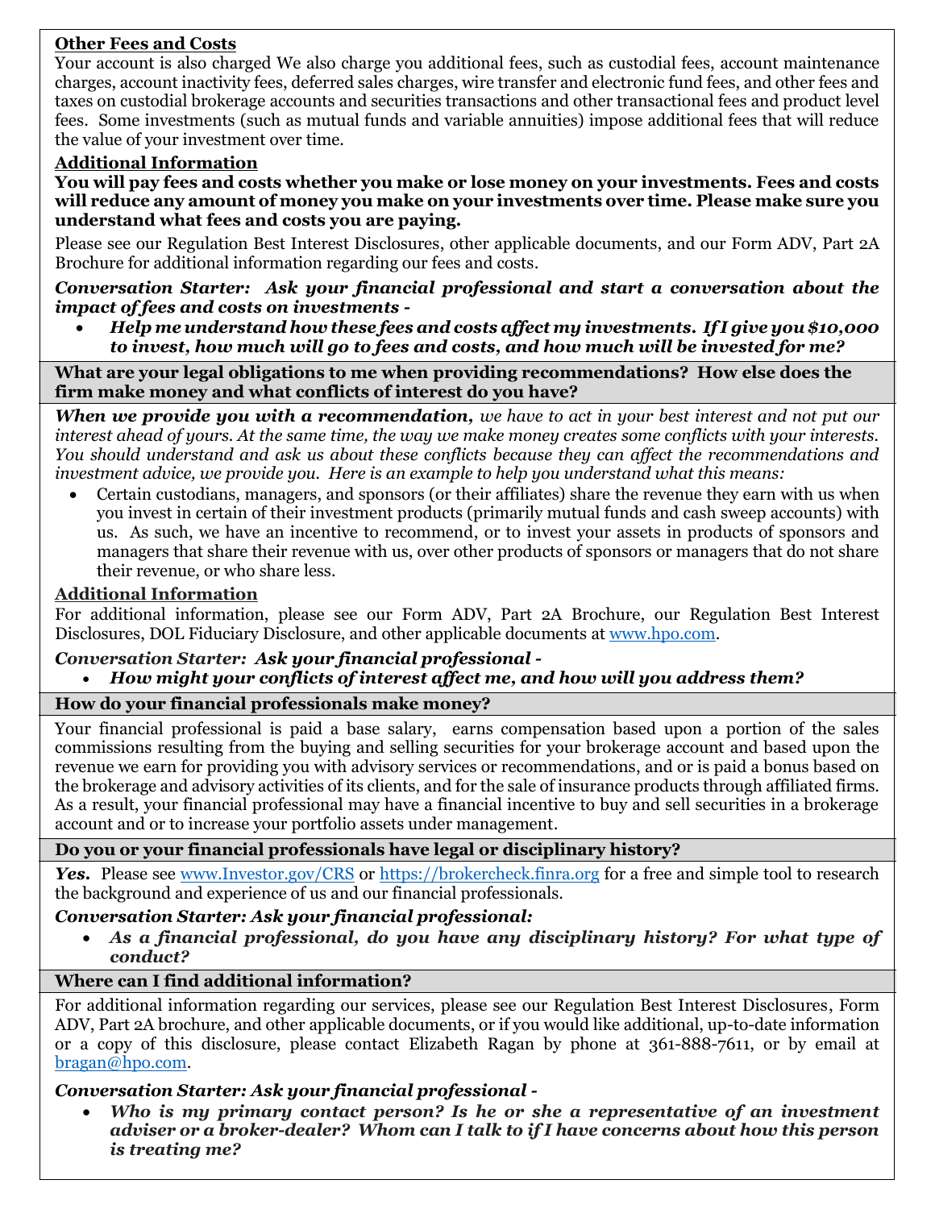**Other Fees and Costs**

Your account is also charged We also charge you additional fees, such as custodial fees, account maintenance charges, account inactivity fees, deferred sales charges, wire transfer and electronic fund fees, and other fees and taxes on custodial brokerage accounts and securities transactions and other transactional fees and product level fees. Some investments (such as mutual funds and variable annuities) impose additional fees that will reduce the value of your investment over time.

**Additional Information**

**You will pay fees and costs whether you make or lose money on your investments. Fees and costs will reduce any amount of money you make on your investments over time. Please make sure you understand what fees and costs you are paying.**

Please see our Regulation Best Interest Disclosures, other applicable documents, and our Form ADV, Part 2A Brochure for additional information regarding our fees and costs.

***Conversation Starter: Ask your financial professional and start a conversation about the impact of fees and costs on investments -***

- ***Help me understand how these fees and costs affect my investments. If I give you $10,000 to invest, how much will go to fees and costs, and how much will be invested for me?***

## What are your legal obligations to me when providing recommendations? How else does the firm make money and what conflicts of interest do you have?

***When we provide you with a recommendation,*** *we have to act in your best interest and not put our interest ahead of yours. At the same time, the way we make money creates some conflicts with your interests. You should understand and ask us about these conflicts because they can affect the recommendations and investment advice, we provide you. Here is an example to help you understand what this means:*

- Certain custodians, managers, and sponsors (or their affiliates) share the revenue they earn with us when you invest in certain of their investment products (primarily mutual funds and cash sweep accounts) with us. As such, we have an incentive to recommend, or to invest your assets in products of sponsors and managers that share their revenue with us, over other products of sponsors or managers that do not share their revenue, or who share less.

**Additional Information**

For additional information, please see our Form ADV, Part 2A Brochure, our Regulation Best Interest Disclosures, DOL Fiduciary Disclosure, and other applicable documents at www.hpo.com.

***Conversation Starter: Ask your financial professional -***

- ***How might your conflicts of interest affect me, and how will you address them?***

## How do your financial professionals make money?

Your financial professional is paid a base salary, earns compensation based upon a portion of the sales commissions resulting from the buying and selling securities for your brokerage account and based upon the revenue we earn for providing you with advisory services or recommendations, and or is paid a bonus based on the brokerage and advisory activities of its clients, and for the sale of insurance products through affiliated firms. As a result, your financial professional may have a financial incentive to buy and sell securities in a brokerage account and or to increase your portfolio assets under management.

## Do you or your financial professionals have legal or disciplinary history?

***Yes.*** Please see www.Investor.gov/CRS or https://brokercheck.finra.org for a free and simple tool to research the background and experience of us and our financial professionals.

***Conversation Starter: Ask your financial professional:***

- ***As a financial professional, do you have any disciplinary history? For what type of conduct?***

## Where can I find additional information?

For additional information regarding our services, please see our Regulation Best Interest Disclosures, Form ADV, Part 2A brochure, and other applicable documents, or if you would like additional, up-to-date information or a copy of this disclosure, please contact Elizabeth Ragan by phone at 361-888-7611, or by email at bragan@hpo.com.

***Conversation Starter: Ask your financial professional -***

- ***Who is my primary contact person? Is he or she a representative of an investment adviser or a broker-dealer? Whom can I talk to if I have concerns about how this person is treating me?***